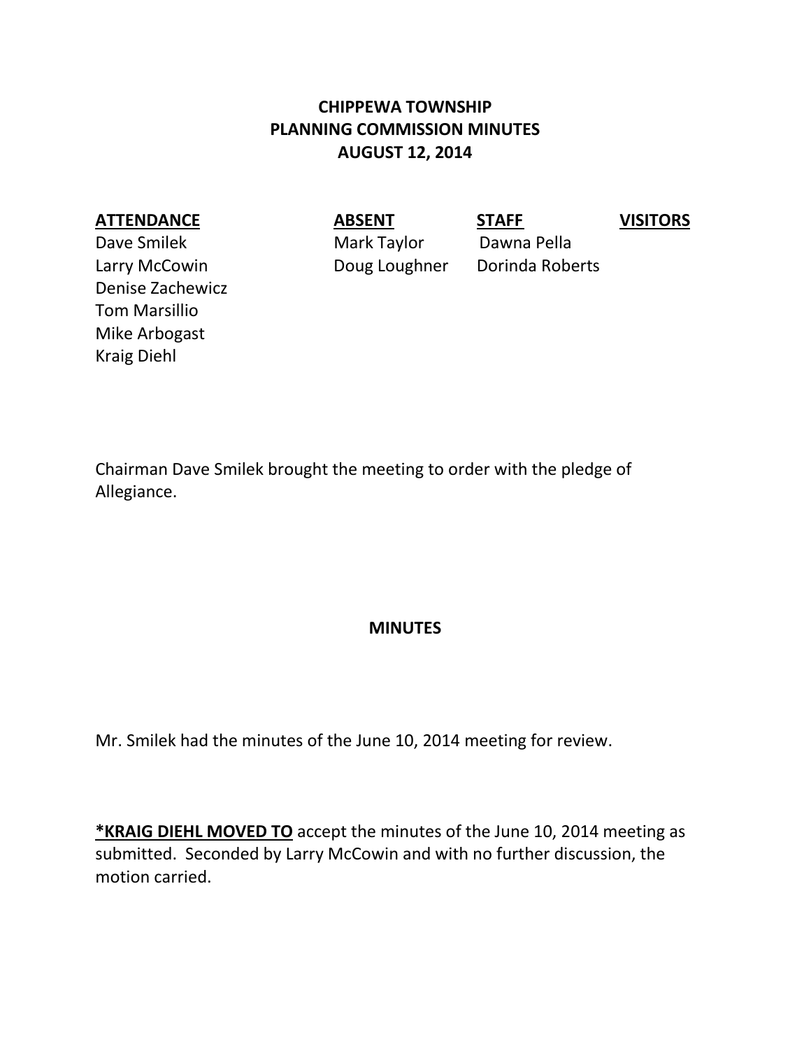# CHIPPEWA TOWNSHIP
# PLANNING COMMISSION MINUTES
# AUGUST 12, 2014

| ATTENDANCE | ABSENT | STAFF | VISITORS |
|---|---|---|---|
| Dave Smilek | Mark Taylor | Dawna Pella | |
| Larry McCowin | Doug Loughner | Dorinda Roberts | |
| Denise Zachewicz | | | |
| Tom Marsillio | | | |
| Mike Arbogast | | | |
| Kraig Diehl | | | |

Chairman Dave Smilek brought the meeting to order with the pledge of Allegiance.

## MINUTES

Mr. Smilek had the minutes of the June 10, 2014 meeting for review.

***KRAIG DIEHL MOVED TO** accept the minutes of the June 10, 2014 meeting as submitted. Seconded by Larry McCowin and with no further discussion, the motion carried.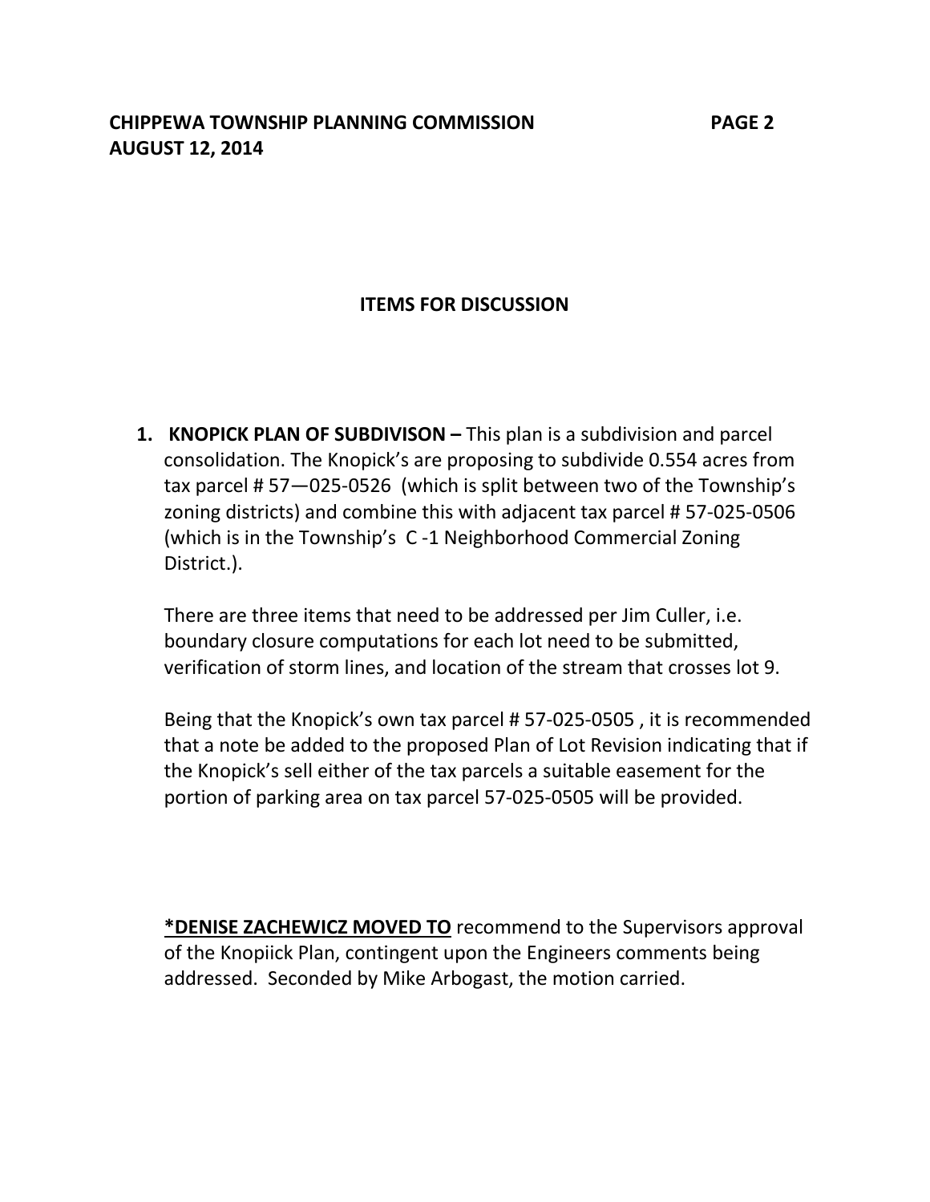## ITEMS FOR DISCUSSION

1. **KNOPICK PLAN OF SUBDIVISON –** This plan is a subdivision and parcel consolidation. The Knopick's are proposing to subdivide 0.554 acres from tax parcel # 57—025-0526 (which is split between two of the Township's zoning districts) and combine this with adjacent tax parcel # 57-025-0506 (which is in the Township's C -1 Neighborhood Commercial Zoning District.).

   There are three items that need to be addressed per Jim Culler, i.e. boundary closure computations for each lot need to be submitted, verification of storm lines, and location of the stream that crosses lot 9.

   Being that the Knopick's own tax parcel # 57-025-0505 , it is recommended that a note be added to the proposed Plan of Lot Revision indicating that if the Knopick's sell either of the tax parcels a suitable easement for the portion of parking area on tax parcel 57-025-0505 will be provided.

   ***DENISE ZACHEWICZ MOVED TO** recommend to the Supervisors approval of the Knopiick Plan, contingent upon the Engineers comments being addressed. Seconded by Mike Arbogast, the motion carried.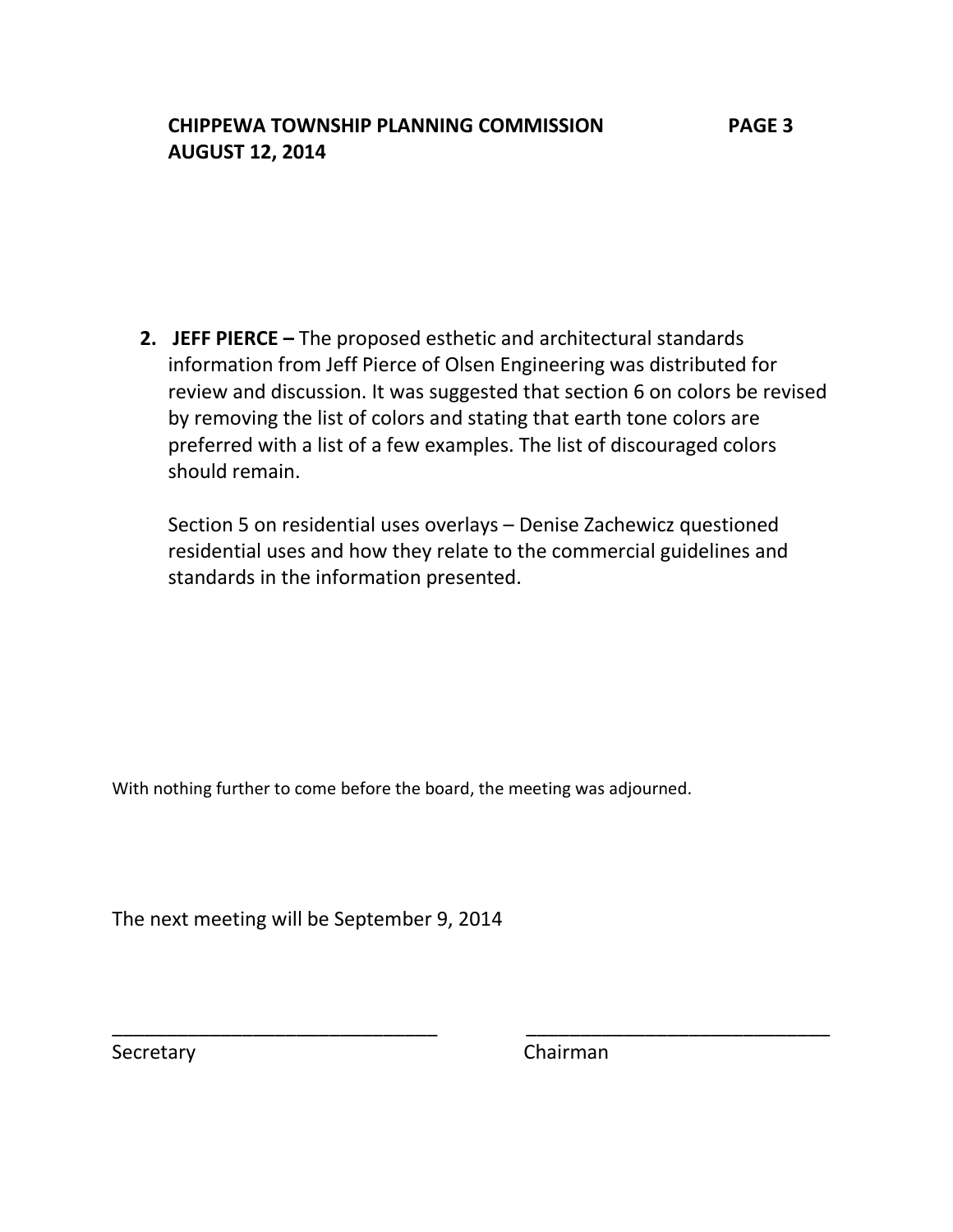2. **JEFF PIERCE –** The proposed esthetic and architectural standards information from Jeff Pierce of Olsen Engineering was distributed for review and discussion. It was suggested that section 6 on colors be revised by removing the list of colors and stating that earth tone colors are preferred with a list of a few examples. The list of discouraged colors should remain.

   Section 5 on residential uses overlays – Denise Zachewicz questioned residential uses and how they relate to the commercial guidelines and standards in the information presented.

With nothing further to come before the board, the meeting was adjourned.

The next meeting will be September 9, 2014

_______________________________ _______________________________
Secretary Chairman